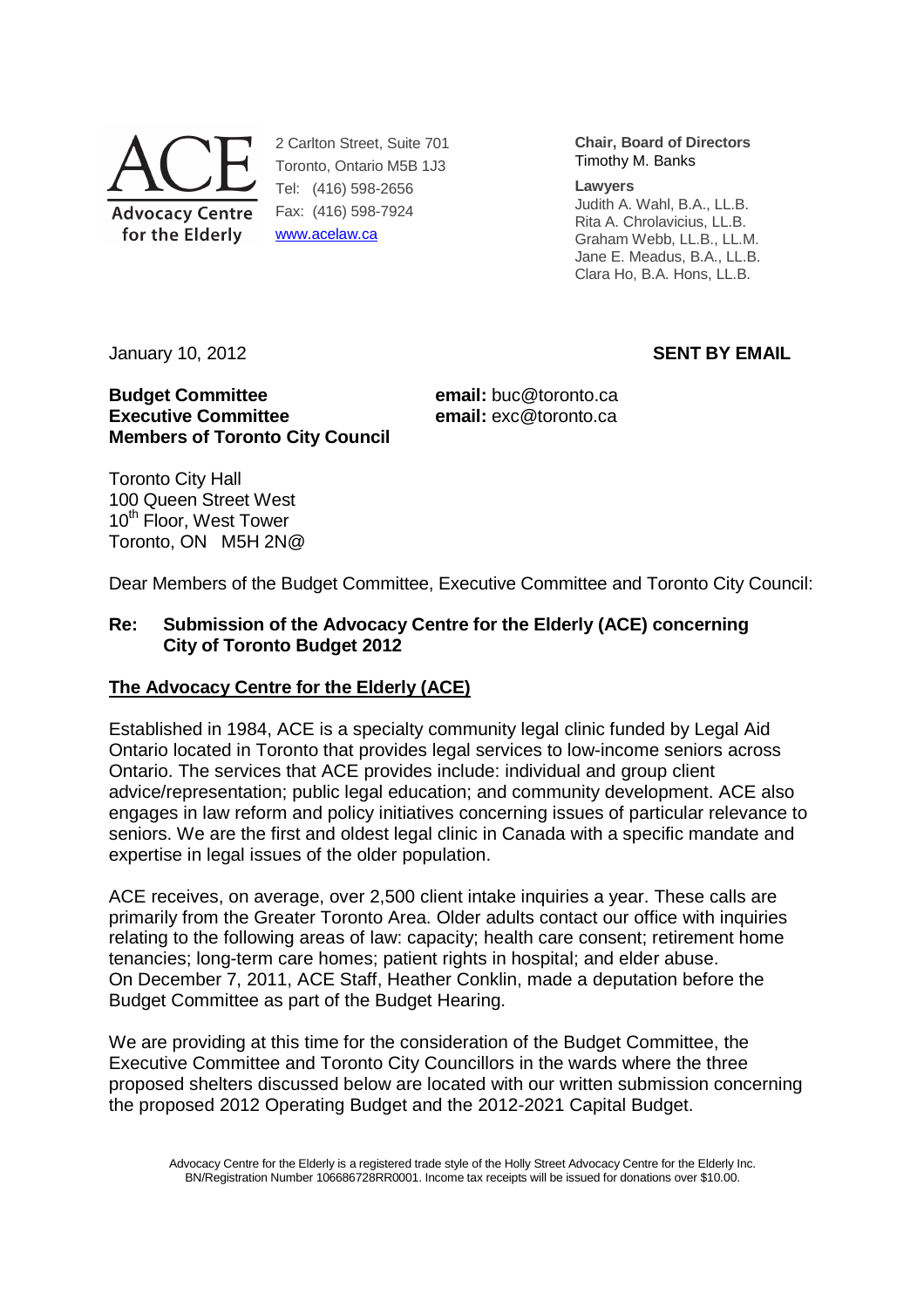ACE
Advocacy Centre for the Elderly

2 Carlton Street, Suite 701
Toronto, Ontario M5B 1J3
Tel: (416) 598-2656
Fax: (416) 598-7924
www.acelaw.ca

**Chair, Board of Directors**
Timothy M. Banks

**Lawyers**
Judith A. Wahl, B.A., LL.B.
Rita A. Chrolavicius, LL.B.
Graham Webb, LL.B., LL.M.
Jane E. Meadus, B.A., LL.B.
Clara Ho, B.A. Hons, LL.B.

January 10, 2012

**SENT BY EMAIL**

**Budget Committee** — **email:** buc@toronto.ca
**Executive Committee** — **email:** exc@toronto.ca
**Members of Toronto City Council**

Toronto City Hall
100 Queen Street West
10th Floor, West Tower
Toronto, ON M5H 2N@

Dear Members of the Budget Committee, Executive Committee and Toronto City Council:

**Re: Submission of the Advocacy Centre for the Elderly (ACE) concerning City of Toronto Budget 2012**

## The Advocacy Centre for the Elderly (ACE)

Established in 1984, ACE is a specialty community legal clinic funded by Legal Aid Ontario located in Toronto that provides legal services to low-income seniors across Ontario. The services that ACE provides include: individual and group client advice/representation; public legal education; and community development. ACE also engages in law reform and policy initiatives concerning issues of particular relevance to seniors. We are the first and oldest legal clinic in Canada with a specific mandate and expertise in legal issues of the older population.

ACE receives, on average, over 2,500 client intake inquiries a year. These calls are primarily from the Greater Toronto Area. Older adults contact our office with inquiries relating to the following areas of law: capacity; health care consent; retirement home tenancies; long-term care homes; patient rights in hospital; and elder abuse.
On December 7, 2011, ACE Staff, Heather Conklin, made a deputation before the Budget Committee as part of the Budget Hearing.

We are providing at this time for the consideration of the Budget Committee, the Executive Committee and Toronto City Councillors in the wards where the three proposed shelters discussed below are located with our written submission concerning the proposed 2012 Operating Budget and the 2012-2021 Capital Budget.

Advocacy Centre for the Elderly is a registered trade style of the Holly Street Advocacy Centre for the Elderly Inc.
BN/Registration Number 106686728RR0001. Income tax receipts will be issued for donations over $10.00.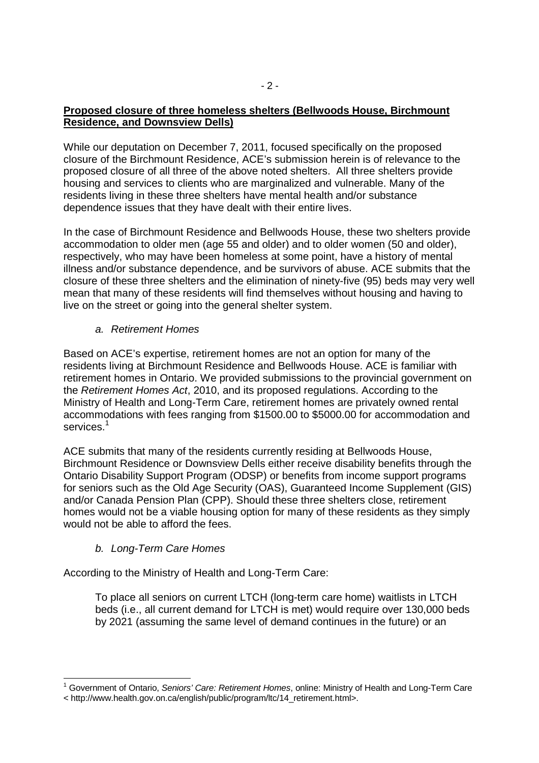**Proposed closure of three homeless shelters (Bellwoods House, Birchmount Residence, and Downsview Dells)**

While our deputation on December 7, 2011, focused specifically on the proposed closure of the Birchmount Residence, ACE's submission herein is of relevance to the proposed closure of all three of the above noted shelters. All three shelters provide housing and services to clients who are marginalized and vulnerable. Many of the residents living in these three shelters have mental health and/or substance dependence issues that they have dealt with their entire lives.

In the case of Birchmount Residence and Bellwoods House, these two shelters provide accommodation to older men (age 55 and older) and to older women (50 and older), respectively, who may have been homeless at some point, have a history of mental illness and/or substance dependence, and be survivors of abuse. ACE submits that the closure of these three shelters and the elimination of ninety-five (95) beds may very well mean that many of these residents will find themselves without housing and having to live on the street or going into the general shelter system.

*a. Retirement Homes*

Based on ACE's expertise, retirement homes are not an option for many of the residents living at Birchmount Residence and Bellwoods House. ACE is familiar with retirement homes in Ontario. We provided submissions to the provincial government on the *Retirement Homes Act*, 2010, and its proposed regulations. According to the Ministry of Health and Long-Term Care, retirement homes are privately owned rental accommodations with fees ranging from $1500.00 to $5000.00 for accommodation and services.[1]

ACE submits that many of the residents currently residing at Bellwoods House, Birchmount Residence or Downsview Dells either receive disability benefits through the Ontario Disability Support Program (ODSP) or benefits from income support programs for seniors such as the Old Age Security (OAS), Guaranteed Income Supplement (GIS) and/or Canada Pension Plan (CPP). Should these three shelters close, retirement homes would not be a viable housing option for many of these residents as they simply would not be able to afford the fees.

*b. Long-Term Care Homes*

According to the Ministry of Health and Long-Term Care:

> To place all seniors on current LTCH (long-term care home) waitlists in LTCH beds (i.e., all current demand for LTCH is met) would require over 130,000 beds by 2021 (assuming the same level of demand continues in the future) or an

[1] Government of Ontario, *Seniors' Care: Retirement Homes*, online: Ministry of Health and Long-Term Care < http://www.health.gov.on.ca/english/public/program/ltc/14_retirement.html>.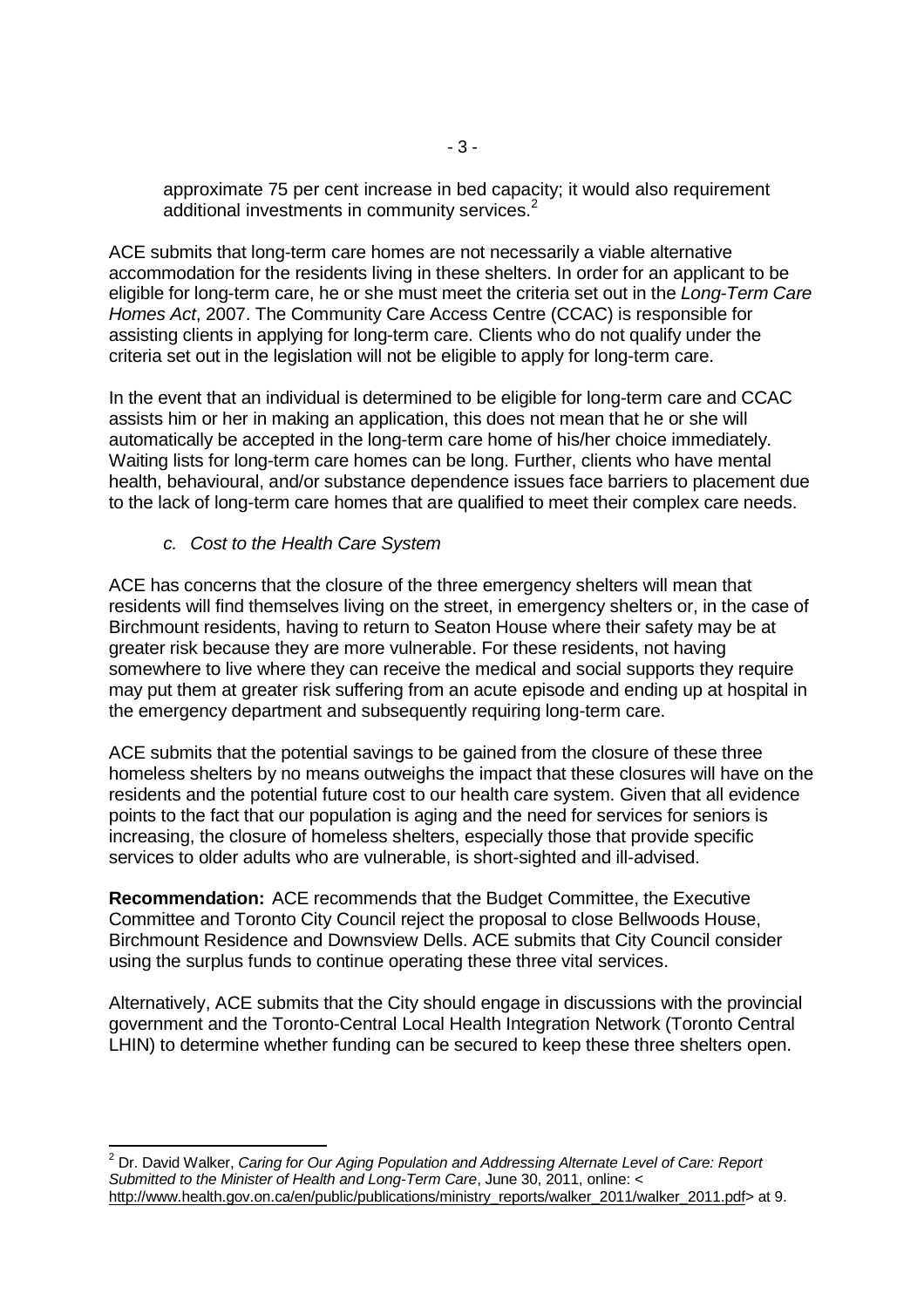approximate 75 per cent increase in bed capacity; it would also requirement additional investments in community services.[2]

ACE submits that long-term care homes are not necessarily a viable alternative accommodation for the residents living in these shelters. In order for an applicant to be eligible for long-term care, he or she must meet the criteria set out in the *Long-Term Care Homes Act*, 2007. The Community Care Access Centre (CCAC) is responsible for assisting clients in applying for long-term care. Clients who do not qualify under the criteria set out in the legislation will not be eligible to apply for long-term care.

In the event that an individual is determined to be eligible for long-term care and CCAC assists him or her in making an application, this does not mean that he or she will automatically be accepted in the long-term care home of his/her choice immediately. Waiting lists for long-term care homes can be long. Further, clients who have mental health, behavioural, and/or substance dependence issues face barriers to placement due to the lack of long-term care homes that are qualified to meet their complex care needs.

### c. Cost to the Health Care System

ACE has concerns that the closure of the three emergency shelters will mean that residents will find themselves living on the street, in emergency shelters or, in the case of Birchmount residents, having to return to Seaton House where their safety may be at greater risk because they are more vulnerable. For these residents, not having somewhere to live where they can receive the medical and social supports they require may put them at greater risk suffering from an acute episode and ending up at hospital in the emergency department and subsequently requiring long-term care.

ACE submits that the potential savings to be gained from the closure of these three homeless shelters by no means outweighs the impact that these closures will have on the residents and the potential future cost to our health care system. Given that all evidence points to the fact that our population is aging and the need for services for seniors is increasing, the closure of homeless shelters, especially those that provide specific services to older adults who are vulnerable, is short-sighted and ill-advised.

**Recommendation:** ACE recommends that the Budget Committee, the Executive Committee and Toronto City Council reject the proposal to close Bellwoods House, Birchmount Residence and Downsview Dells. ACE submits that City Council consider using the surplus funds to continue operating these three vital services.

Alternatively, ACE submits that the City should engage in discussions with the provincial government and the Toronto-Central Local Health Integration Network (Toronto Central LHIN) to determine whether funding can be secured to keep these three shelters open.

---

[2] Dr. David Walker, *Caring for Our Aging Population and Addressing Alternate Level of Care: Report Submitted to the Minister of Health and Long-Term Care*, June 30, 2011, online: < http://www.health.gov.on.ca/en/public/publications/ministry_reports/walker_2011/walker_2011.pdf> at 9.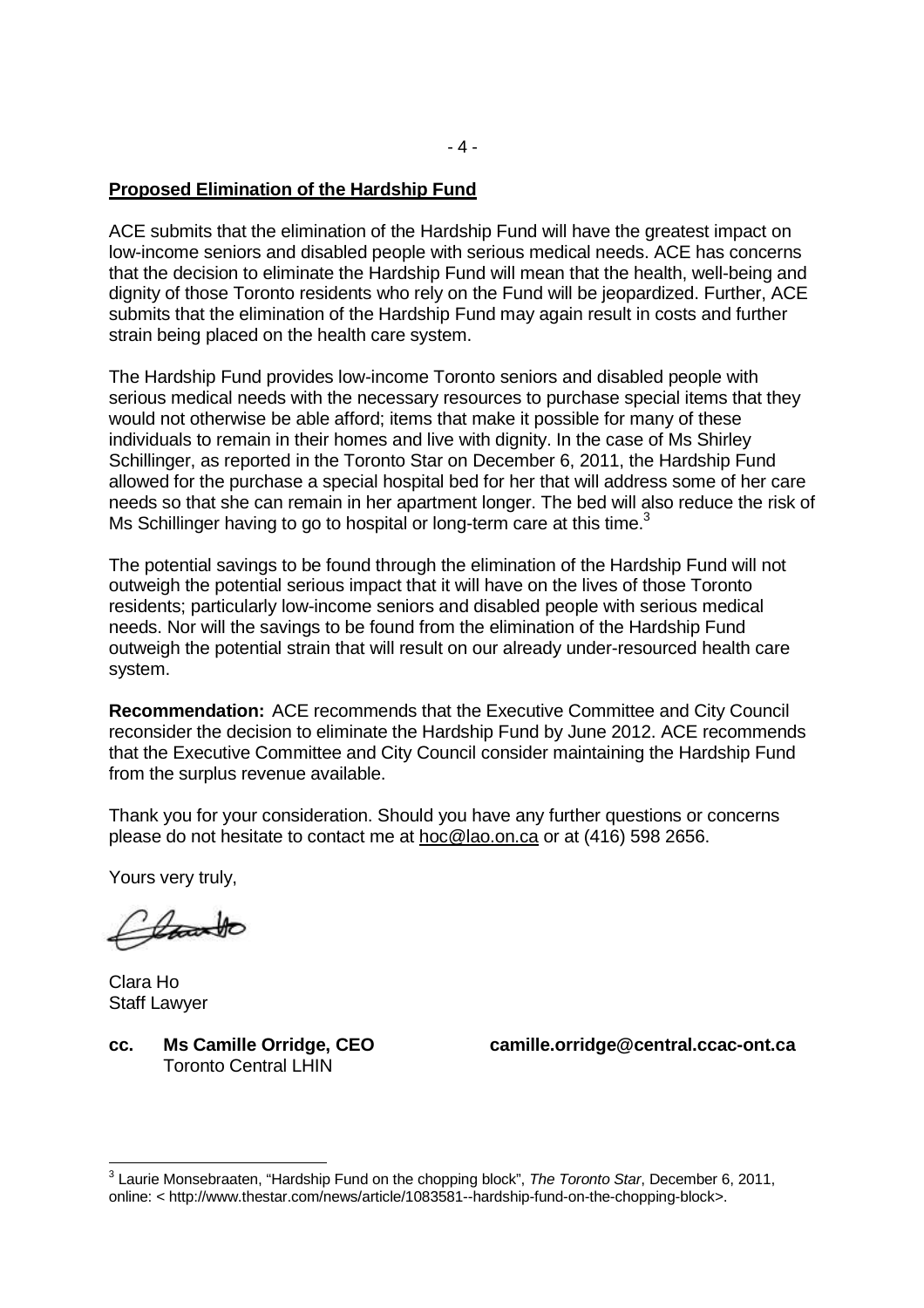**Proposed Elimination of the Hardship Fund**

ACE submits that the elimination of the Hardship Fund will have the greatest impact on low-income seniors and disabled people with serious medical needs. ACE has concerns that the decision to eliminate the Hardship Fund will mean that the health, well-being and dignity of those Toronto residents who rely on the Fund will be jeopardized. Further, ACE submits that the elimination of the Hardship Fund may again result in costs and further strain being placed on the health care system.

The Hardship Fund provides low-income Toronto seniors and disabled people with serious medical needs with the necessary resources to purchase special items that they would not otherwise be able afford; items that make it possible for many of these individuals to remain in their homes and live with dignity. In the case of Ms Shirley Schillinger, as reported in the Toronto Star on December 6, 2011, the Hardship Fund allowed for the purchase a special hospital bed for her that will address some of her care needs so that she can remain in her apartment longer. The bed will also reduce the risk of Ms Schillinger having to go to hospital or long-term care at this time.[3]

The potential savings to be found through the elimination of the Hardship Fund will not outweigh the potential serious impact that it will have on the lives of those Toronto residents; particularly low-income seniors and disabled people with serious medical needs. Nor will the savings to be found from the elimination of the Hardship Fund outweigh the potential strain that will result on our already under-resourced health care system.

**Recommendation:** ACE recommends that the Executive Committee and City Council reconsider the decision to eliminate the Hardship Fund by June 2012. ACE recommends that the Executive Committee and City Council consider maintaining the Hardship Fund from the surplus revenue available.

Thank you for your consideration. Should you have any further questions or concerns please do not hesitate to contact me at hoc@lao.on.ca or at (416) 598 2656.

Yours very truly,

Clara Ho
Staff Lawyer

**cc. Ms Camille Orridge, CEO** **camille.orridge@central.ccac-ont.ca**
Toronto Central LHIN

[3] Laurie Monsebraaten, "Hardship Fund on the chopping block", *The Toronto Star*, December 6, 2011, online: < http://www.thestar.com/news/article/1083581--hardship-fund-on-the-chopping-block>.